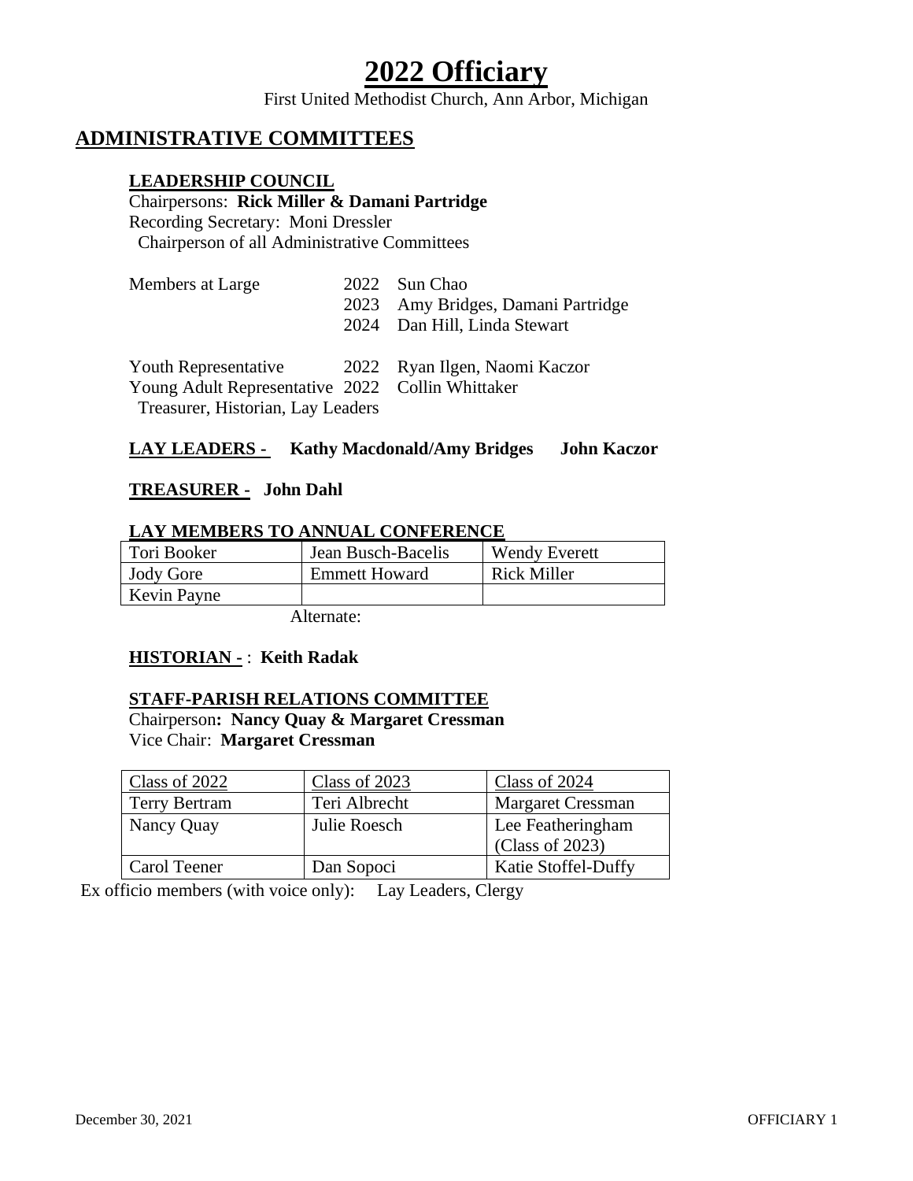# 2022 Officiary

First United Methodist Church, Ann Arbor, Michigan

## ADMINISTRATIVE COMMITTEES

### LEADERSHIP COUNCIL

Chairpersons: **Rick Miller & Damani Partridge**
Recording Secretary: Moni Dressler
Chairperson of all Administrative Committees

| | | |
|---|---|---|
| Members at Large | 2022 | Sun Chao |
| | 2023 | Amy Bridges, Damani Partridge |
| | 2024 | Dan Hill, Linda Stewart |
| Youth Representative | 2022 | Ryan Ilgen, Naomi Kaczor |
| Young Adult Representative | 2022 | Collin Whittaker |

Treasurer, Historian, Lay Leaders

### LAY LEADERS - **Kathy Macdonald/Amy Bridges** **John Kaczor**

### TREASURER - **John Dahl**

### LAY MEMBERS TO ANNUAL CONFERENCE

| | | |
|---|---|---|
| Tori Booker | Jean Busch-Bacelis | Wendy Everett |
| Jody Gore | Emmett Howard | Rick Miller |
| Kevin Payne | | |

Alternate:

### HISTORIAN - : **Keith Radak**

### STAFF-PARISH RELATIONS COMMITTEE

Chairperson**: Nancy Quay & Margaret Cressman**
Vice Chair: **Margaret Cressman**

| Class of 2022 | Class of 2023 | Class of 2024 |
|---|---|---|
| Terry Bertram | Teri Albrecht | Margaret Cressman |
| Nancy Quay | Julie Roesch | Lee Featheringham (Class of 2023) |
| Carol Teener | Dan Sopoci | Katie Stoffel-Duffy |

Ex officio members (with voice only): Lay Leaders, Clergy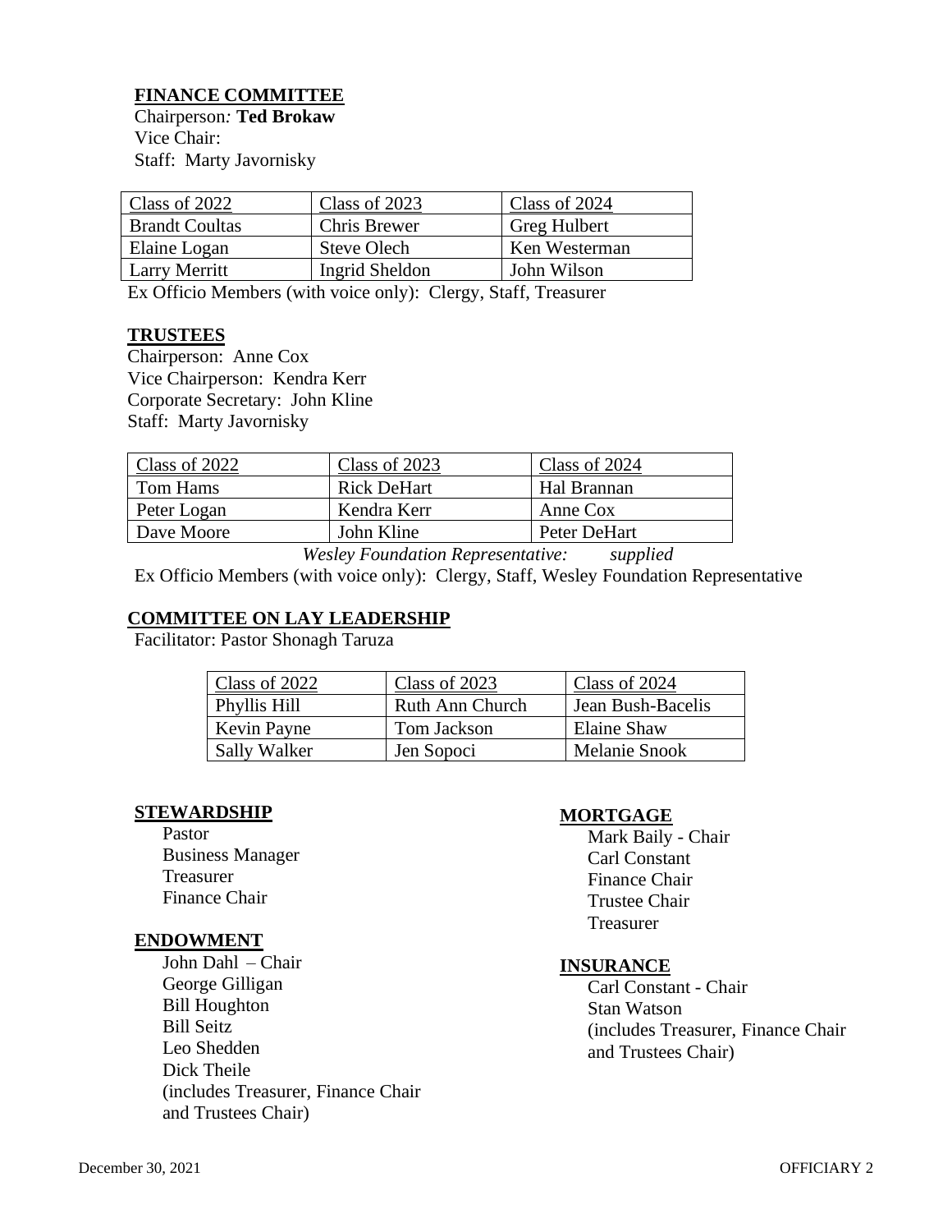## FINANCE COMMITTEE

Chairperson: **Ted Brokaw**
Vice Chair:
Staff: Marty Javornisky

| Class of 2022 | Class of 2023 | Class of 2024 |
|---|---|---|
| Brandt Coultas | Chris Brewer | Greg Hulbert |
| Elaine Logan | Steve Olech | Ken Westerman |
| Larry Merritt | Ingrid Sheldon | John Wilson |

Ex Officio Members (with voice only): Clergy, Staff, Treasurer

## TRUSTEES

Chairperson: Anne Cox
Vice Chairperson: Kendra Kerr
Corporate Secretary: John Kline
Staff: Marty Javornisky

| Class of 2022 | Class of 2023 | Class of 2024 |
|---|---|---|
| Tom Hams | Rick DeHart | Hal Brannan |
| Peter Logan | Kendra Kerr | Anne Cox |
| Dave Moore | John Kline | Peter DeHart |

*Wesley Foundation Representative: supplied*

Ex Officio Members (with voice only): Clergy, Staff, Wesley Foundation Representative

## COMMITTEE ON LAY LEADERSHIP

Facilitator: Pastor Shonagh Taruza

| Class of 2022 | Class of 2023 | Class of 2024 |
|---|---|---|
| Phyllis Hill | Ruth Ann Church | Jean Bush-Bacelis |
| Kevin Payne | Tom Jackson | Elaine Shaw |
| Sally Walker | Jen Sopoci | Melanie Snook |

## STEWARDSHIP

Pastor
Business Manager
Treasurer
Finance Chair

## ENDOWMENT

John Dahl – Chair
George Gilligan
Bill Houghton
Bill Seitz
Leo Shedden
Dick Theile
(includes Treasurer, Finance Chair and Trustees Chair)

## MORTGAGE

Mark Baily - Chair
Carl Constant
Finance Chair
Trustee Chair
Treasurer

## INSURANCE

Carl Constant - Chair
Stan Watson
(includes Treasurer, Finance Chair and Trustees Chair)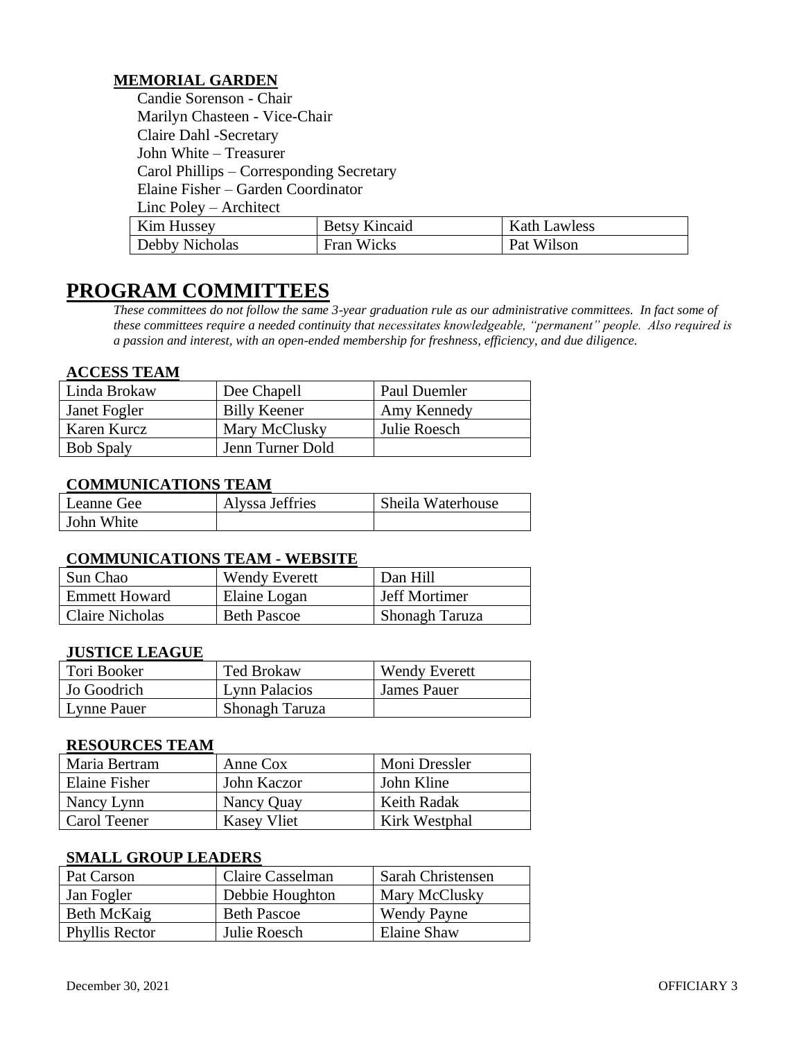### MEMORIAL GARDEN

Candie Sorenson - Chair
Marilyn Chasteen - Vice-Chair
Claire Dahl -Secretary
John White – Treasurer
Carol Phillips – Corresponding Secretary
Elaine Fisher – Garden Coordinator
Linc Poley – Architect

| | | |
|---|---|---|
| Kim Hussey | Betsy Kincaid | Kath Lawless |
| Debby Nicholas | Fran Wicks | Pat Wilson |

# PROGRAM COMMITTEES

*These committees do not follow the same 3-year graduation rule as our administrative committees. In fact some of these committees require a needed continuity that necessitates knowledgeable, "permanent" people. Also required is a passion and interest, with an open-ended membership for freshness, efficiency, and due diligence.*

### ACCESS TEAM

| | | |
|---|---|---|
| Linda Brokaw | Dee Chapell | Paul Duemler |
| Janet Fogler | Billy Keener | Amy Kennedy |
| Karen Kurcz | Mary McClusky | Julie Roesch |
| Bob Spaly | Jenn Turner Dold | |

### COMMUNICATIONS TEAM

| | | |
|---|---|---|
| Leanne Gee | Alyssa Jeffries | Sheila Waterhouse |
| John White | | |

### COMMUNICATIONS TEAM - WEBSITE

| | | |
|---|---|---|
| Sun Chao | Wendy Everett | Dan Hill |
| Emmett Howard | Elaine Logan | Jeff Mortimer |
| Claire Nicholas | Beth Pascoe | Shonagh Taruza |

### JUSTICE LEAGUE

| | | |
|---|---|---|
| Tori Booker | Ted Brokaw | Wendy Everett |
| Jo Goodrich | Lynn Palacios | James Pauer |
| Lynne Pauer | Shonagh Taruza | |

### RESOURCES TEAM

| | | |
|---|---|---|
| Maria Bertram | Anne Cox | Moni Dressler |
| Elaine Fisher | John Kaczor | John Kline |
| Nancy Lynn | Nancy Quay | Keith Radak |
| Carol Teener | Kasey Vliet | Kirk Westphal |

### SMALL GROUP LEADERS

| | | |
|---|---|---|
| Pat Carson | Claire Casselman | Sarah Christensen |
| Jan Fogler | Debbie Houghton | Mary McClusky |
| Beth McKaig | Beth Pascoe | Wendy Payne |
| Phyllis Rector | Julie Roesch | Elaine Shaw |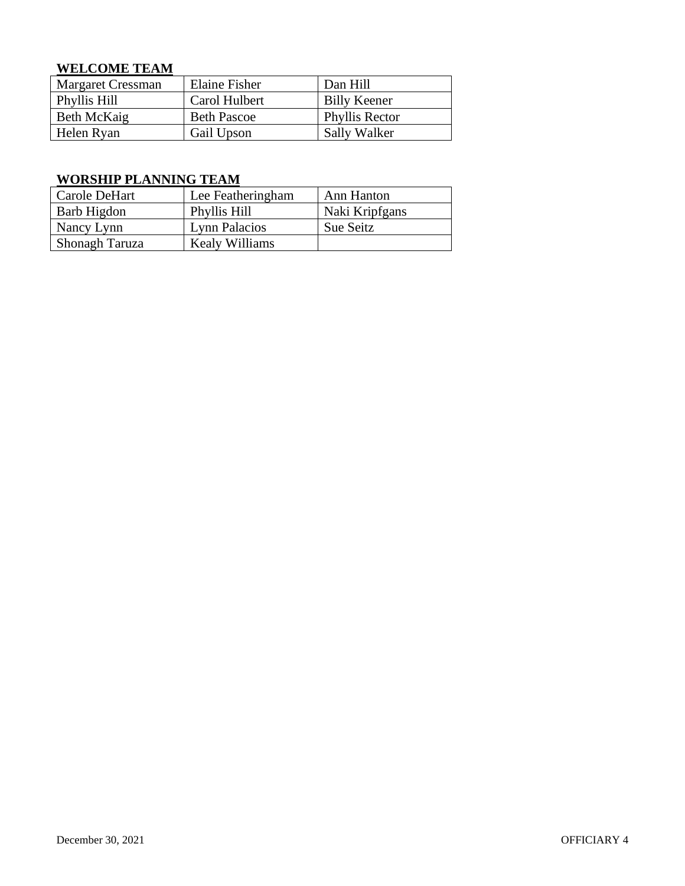## WELCOME TEAM

| | | |
|---|---|---|
| Margaret Cressman | Elaine Fisher | Dan Hill |
| Phyllis Hill | Carol Hulbert | Billy Keener |
| Beth McKaig | Beth Pascoe | Phyllis Rector |
| Helen Ryan | Gail Upson | Sally Walker |

## WORSHIP PLANNING TEAM

| | | |
|---|---|---|
| Carole DeHart | Lee Featheringham | Ann Hanton |
| Barb Higdon | Phyllis Hill | Naki Kripfgans |
| Nancy Lynn | Lynn Palacios | Sue Seitz |
| Shonagh Taruza | Kealy Williams | |